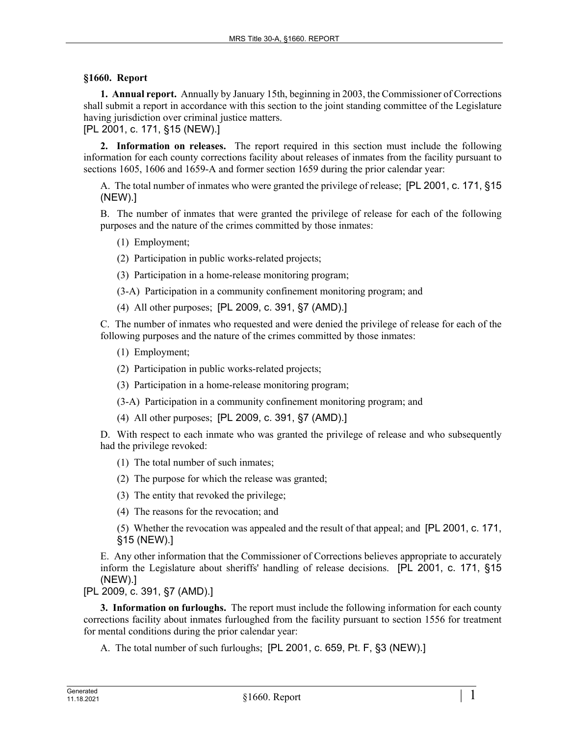## §1660. Report

**1. Annual report.** Annually by January 15th, beginning in 2003, the Commissioner of Corrections shall submit a report in accordance with this section to the joint standing committee of the Legislature having jurisdiction over criminal justice matters.
[PL 2001, c. 171, §15 (NEW).]

**2. Information on releases.** The report required in this section must include the following information for each county corrections facility about releases of inmates from the facility pursuant to sections 1605, 1606 and 1659-A and former section 1659 during the prior calendar year:

A. The total number of inmates who were granted the privilege of release; [PL 2001, c. 171, §15 (NEW).]

B. The number of inmates that were granted the privilege of release for each of the following purposes and the nature of the crimes committed by those inmates:

(1) Employment;

(2) Participation in public works-related projects;

(3) Participation in a home-release monitoring program;

(3-A) Participation in a community confinement monitoring program; and

(4) All other purposes; [PL 2009, c. 391, §7 (AMD).]

C. The number of inmates who requested and were denied the privilege of release for each of the following purposes and the nature of the crimes committed by those inmates:

(1) Employment;

(2) Participation in public works-related projects;

(3) Participation in a home-release monitoring program;

(3-A) Participation in a community confinement monitoring program; and

(4) All other purposes; [PL 2009, c. 391, §7 (AMD).]

D. With respect to each inmate who was granted the privilege of release and who subsequently had the privilege revoked:

(1) The total number of such inmates;

(2) The purpose for which the release was granted;

(3) The entity that revoked the privilege;

(4) The reasons for the revocation; and

(5) Whether the revocation was appealed and the result of that appeal; and [PL 2001, c. 171, §15 (NEW).]

E. Any other information that the Commissioner of Corrections believes appropriate to accurately inform the Legislature about sheriffs' handling of release decisions. [PL 2001, c. 171, §15 (NEW).]

[PL 2009, c. 391, §7 (AMD).]

**3. Information on furloughs.** The report must include the following information for each county corrections facility about inmates furloughed from the facility pursuant to section 1556 for treatment for mental conditions during the prior calendar year:

A. The total number of such furloughs; [PL 2001, c. 659, Pt. F, §3 (NEW).]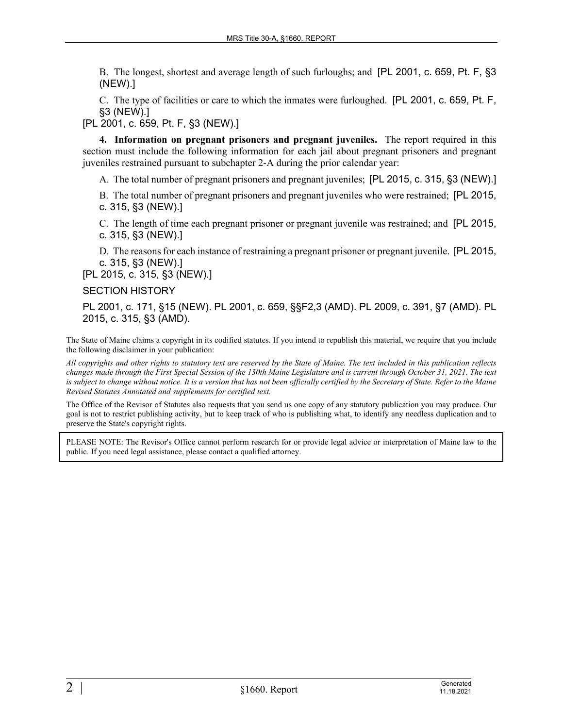B. The longest, shortest and average length of such furloughs; and [PL 2001, c. 659, Pt. F, §3 (NEW).]

C. The type of facilities or care to which the inmates were furloughed. [PL 2001, c. 659, Pt. F, §3 (NEW).]

[PL 2001, c. 659, Pt. F, §3 (NEW).]

**4. Information on pregnant prisoners and pregnant juveniles.** The report required in this section must include the following information for each jail about pregnant prisoners and pregnant juveniles restrained pursuant to subchapter 2-A during the prior calendar year:

A. The total number of pregnant prisoners and pregnant juveniles; [PL 2015, c. 315, §3 (NEW).]

B. The total number of pregnant prisoners and pregnant juveniles who were restrained; [PL 2015, c. 315, §3 (NEW).]

C. The length of time each pregnant prisoner or pregnant juvenile was restrained; and [PL 2015, c. 315, §3 (NEW).]

D. The reasons for each instance of restraining a pregnant prisoner or pregnant juvenile. [PL 2015, c. 315, §3 (NEW).]

[PL 2015, c. 315, §3 (NEW).]

SECTION HISTORY

PL 2001, c. 171, §15 (NEW). PL 2001, c. 659, §§F2,3 (AMD). PL 2009, c. 391, §7 (AMD). PL 2015, c. 315, §3 (AMD).

The State of Maine claims a copyright in its codified statutes. If you intend to republish this material, we require that you include the following disclaimer in your publication:

*All copyrights and other rights to statutory text are reserved by the State of Maine. The text included in this publication reflects changes made through the First Special Session of the 130th Maine Legislature and is current through October 31, 2021. The text is subject to change without notice. It is a version that has not been officially certified by the Secretary of State. Refer to the Maine Revised Statutes Annotated and supplements for certified text.*

The Office of the Revisor of Statutes also requests that you send us one copy of any statutory publication you may produce. Our goal is not to restrict publishing activity, but to keep track of who is publishing what, to identify any needless duplication and to preserve the State's copyright rights.

PLEASE NOTE: The Revisor's Office cannot perform research for or provide legal advice or interpretation of Maine law to the public. If you need legal assistance, please contact a qualified attorney.